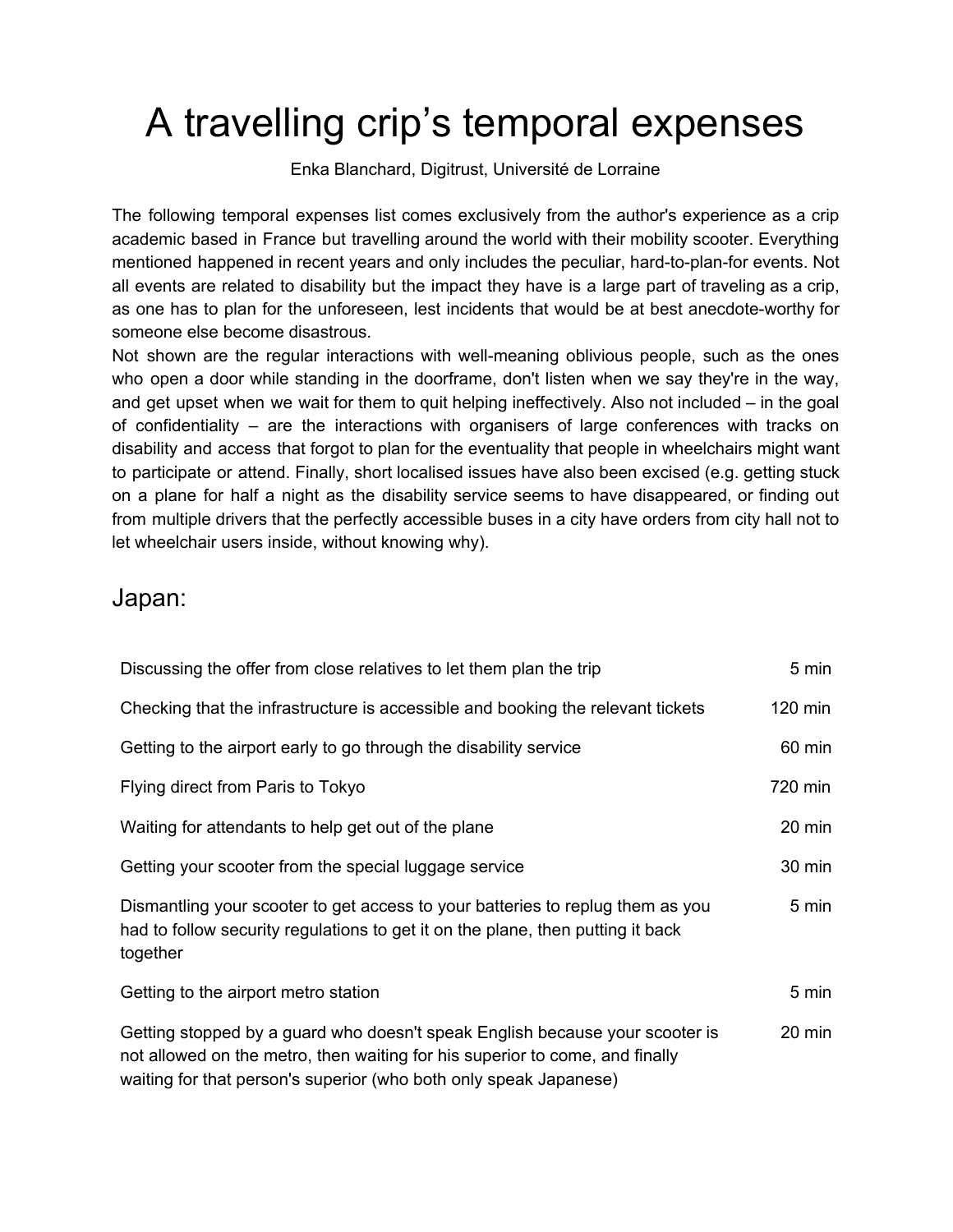# A travelling crip's temporal expenses

Enka Blanchard, Digitrust, Université de Lorraine

The following temporal expenses list comes exclusively from the author's experience as a crip academic based in France but travelling around the world with their mobility scooter. Everything mentioned happened in recent years and only includes the peculiar, hard-to-plan-for events. Not all events are related to disability but the impact they have is a large part of traveling as a crip, as one has to plan for the unforeseen, lest incidents that would be at best anecdote-worthy for someone else become disastrous.

Not shown are the regular interactions with well-meaning oblivious people, such as the ones who open a door while standing in the doorframe, don't listen when we say they're in the way, and get upset when we wait for them to quit helping ineffectively. Also not included – in the goal of confidentiality – are the interactions with organisers of large conferences with tracks on disability and access that forgot to plan for the eventuality that people in wheelchairs might want to participate or attend. Finally, short localised issues have also been excised (e.g. getting stuck on a plane for half a night as the disability service seems to have disappeared, or finding out from multiple drivers that the perfectly accessible buses in a city have orders from city hall not to let wheelchair users inside, without knowing why).

## Japan:

| | |
|---|---|
| Discussing the offer from close relatives to let them plan the trip | 5 min |
| Checking that the infrastructure is accessible and booking the relevant tickets | 120 min |
| Getting to the airport early to go through the disability service | 60 min |
| Flying direct from Paris to Tokyo | 720 min |
| Waiting for attendants to help get out of the plane | 20 min |
| Getting your scooter from the special luggage service | 30 min |
| Dismantling your scooter to get access to your batteries to replug them as you had to follow security regulations to get it on the plane, then putting it back together | 5 min |
| Getting to the airport metro station | 5 min |
| Getting stopped by a guard who doesn't speak English because your scooter is not allowed on the metro, then waiting for his superior to come, and finally waiting for that person's superior (who both only speak Japanese) | 20 min |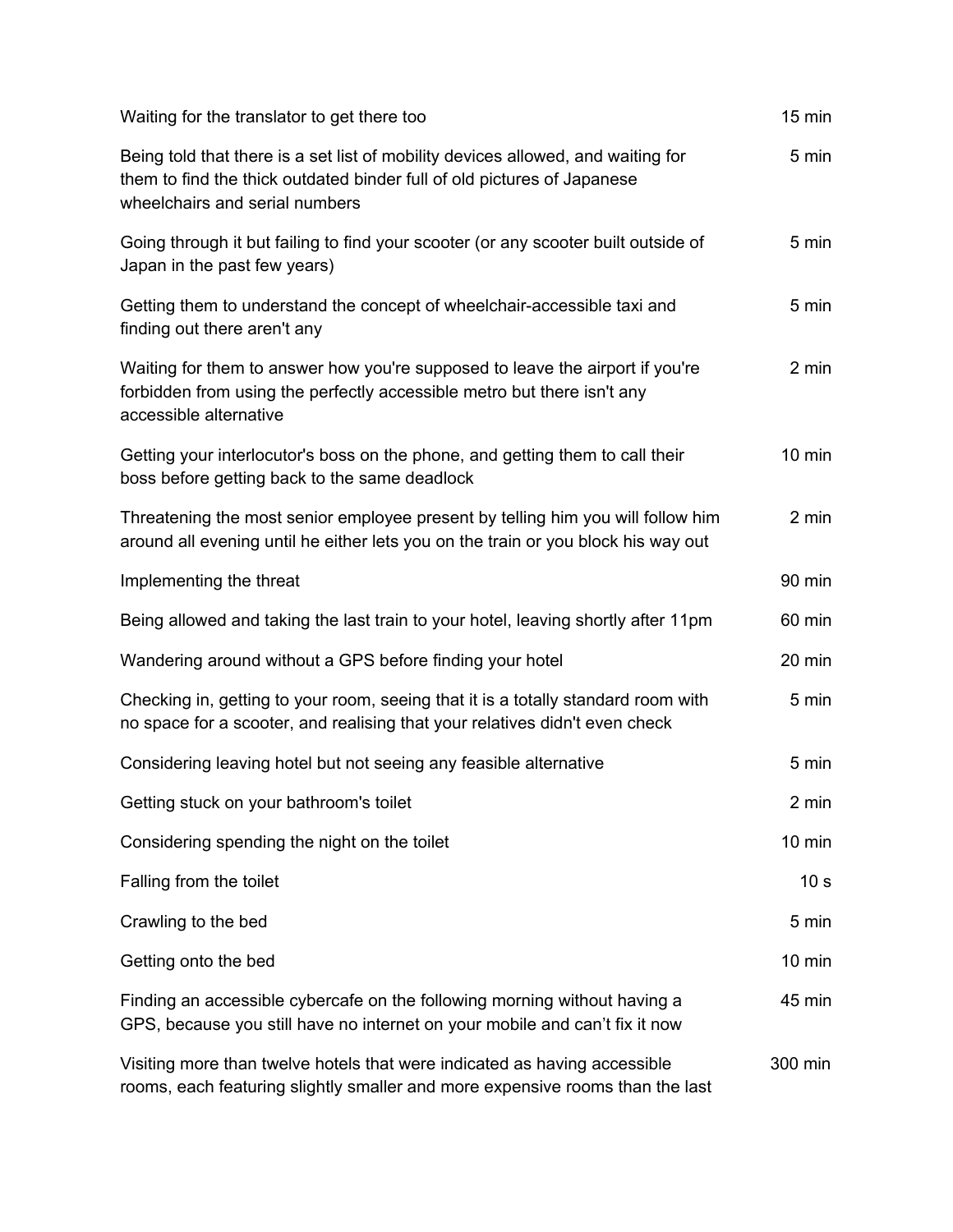| | |
|---|---|
| Waiting for the translator to get there too | 15 min |
| Being told that there is a set list of mobility devices allowed, and waiting for them to find the thick outdated binder full of old pictures of Japanese wheelchairs and serial numbers | 5 min |
| Going through it but failing to find your scooter (or any scooter built outside of Japan in the past few years) | 5 min |
| Getting them to understand the concept of wheelchair-accessible taxi and finding out there aren't any | 5 min |
| Waiting for them to answer how you're supposed to leave the airport if you're forbidden from using the perfectly accessible metro but there isn't any accessible alternative | 2 min |
| Getting your interlocutor's boss on the phone, and getting them to call their boss before getting back to the same deadlock | 10 min |
| Threatening the most senior employee present by telling him you will follow him around all evening until he either lets you on the train or you block his way out | 2 min |
| Implementing the threat | 90 min |
| Being allowed and taking the last train to your hotel, leaving shortly after 11pm | 60 min |
| Wandering around without a GPS before finding your hotel | 20 min |
| Checking in, getting to your room, seeing that it is a totally standard room with no space for a scooter, and realising that your relatives didn't even check | 5 min |
| Considering leaving hotel but not seeing any feasible alternative | 5 min |
| Getting stuck on your bathroom's toilet | 2 min |
| Considering spending the night on the toilet | 10 min |
| Falling from the toilet | 10 s |
| Crawling to the bed | 5 min |
| Getting onto the bed | 10 min |
| Finding an accessible cybercafe on the following morning without having a GPS, because you still have no internet on your mobile and can't fix it now | 45 min |
| Visiting more than twelve hotels that were indicated as having accessible rooms, each featuring slightly smaller and more expensive rooms than the last | 300 min |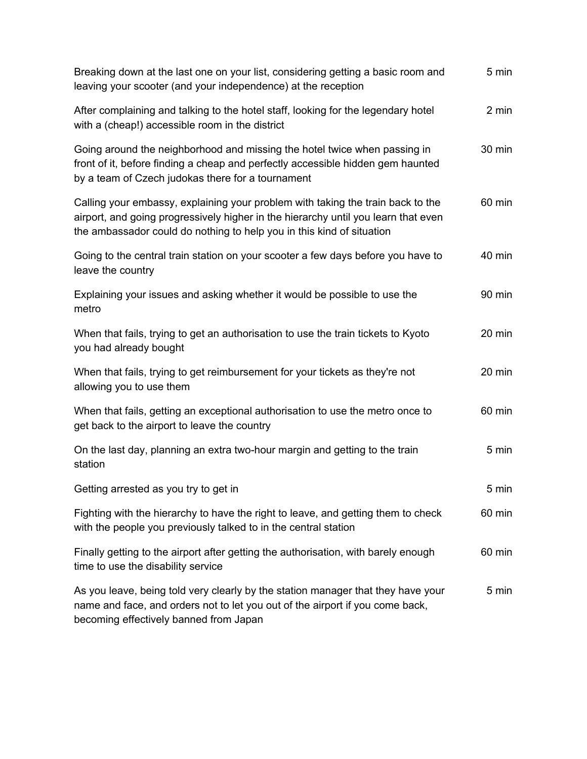| | |
|---|---|
| Breaking down at the last one on your list, considering getting a basic room and leaving your scooter (and your independence) at the reception | 5 min |
| After complaining and talking to the hotel staff, looking for the legendary hotel with a (cheap!) accessible room in the district | 2 min |
| Going around the neighborhood and missing the hotel twice when passing in front of it, before finding a cheap and perfectly accessible hidden gem haunted by a team of Czech judokas there for a tournament | 30 min |
| Calling your embassy, explaining your problem with taking the train back to the airport, and going progressively higher in the hierarchy until you learn that even the ambassador could do nothing to help you in this kind of situation | 60 min |
| Going to the central train station on your scooter a few days before you have to leave the country | 40 min |
| Explaining your issues and asking whether it would be possible to use the metro | 90 min |
| When that fails, trying to get an authorisation to use the train tickets to Kyoto you had already bought | 20 min |
| When that fails, trying to get reimbursement for your tickets as they're not allowing you to use them | 20 min |
| When that fails, getting an exceptional authorisation to use the metro once to get back to the airport to leave the country | 60 min |
| On the last day, planning an extra two-hour margin and getting to the train station | 5 min |
| Getting arrested as you try to get in | 5 min |
| Fighting with the hierarchy to have the right to leave, and getting them to check with the people you previously talked to in the central station | 60 min |
| Finally getting to the airport after getting the authorisation, with barely enough time to use the disability service | 60 min |
| As you leave, being told very clearly by the station manager that they have your name and face, and orders not to let you out of the airport if you come back, becoming effectively banned from Japan | 5 min |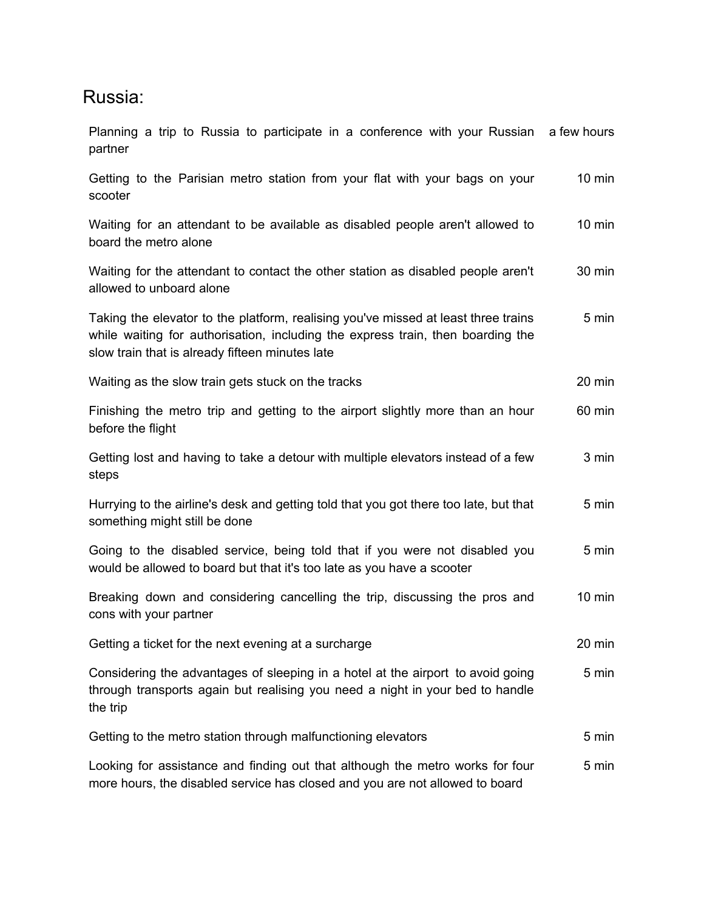## Russia:

| | |
|---|---|
| Planning a trip to Russia to participate in a conference with your Russian partner | a few hours |
| Getting to the Parisian metro station from your flat with your bags on your scooter | 10 min |
| Waiting for an attendant to be available as disabled people aren't allowed to board the metro alone | 10 min |
| Waiting for the attendant to contact the other station as disabled people aren't allowed to unboard alone | 30 min |
| Taking the elevator to the platform, realising you've missed at least three trains while waiting for authorisation, including the express train, then boarding the slow train that is already fifteen minutes late | 5 min |
| Waiting as the slow train gets stuck on the tracks | 20 min |
| Finishing the metro trip and getting to the airport slightly more than an hour before the flight | 60 min |
| Getting lost and having to take a detour with multiple elevators instead of a few steps | 3 min |
| Hurrying to the airline's desk and getting told that you got there too late, but that something might still be done | 5 min |
| Going to the disabled service, being told that if you were not disabled you would be allowed to board but that it's too late as you have a scooter | 5 min |
| Breaking down and considering cancelling the trip, discussing the pros and cons with your partner | 10 min |
| Getting a ticket for the next evening at a surcharge | 20 min |
| Considering the advantages of sleeping in a hotel at the airport to avoid going through transports again but realising you need a night in your bed to handle the trip | 5 min |
| Getting to the metro station through malfunctioning elevators | 5 min |
| Looking for assistance and finding out that although the metro works for four more hours, the disabled service has closed and you are not allowed to board | 5 min |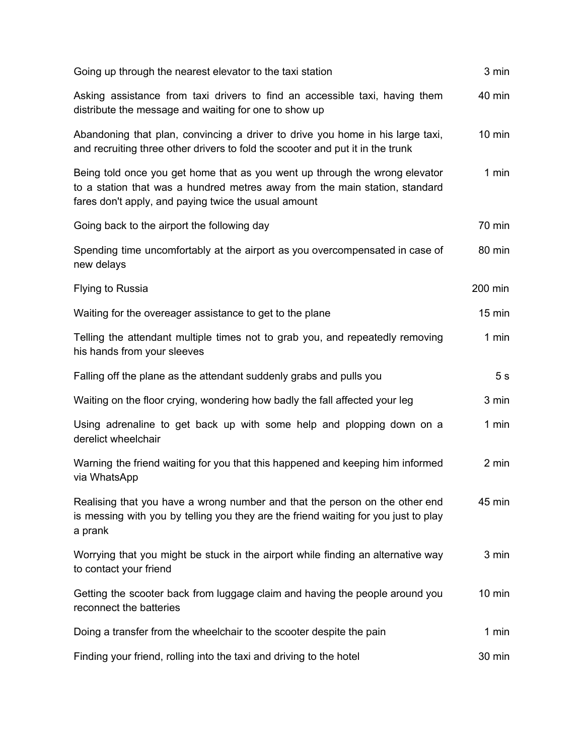| | |
|---|---|
| Going up through the nearest elevator to the taxi station | 3 min |
| Asking assistance from taxi drivers to find an accessible taxi, having them distribute the message and waiting for one to show up | 40 min |
| Abandoning that plan, convincing a driver to drive you home in his large taxi, and recruiting three other drivers to fold the scooter and put it in the trunk | 10 min |
| Being told once you get home that as you went up through the wrong elevator to a station that was a hundred metres away from the main station, standard fares don't apply, and paying twice the usual amount | 1 min |
| Going back to the airport the following day | 70 min |
| Spending time uncomfortably at the airport as you overcompensated in case of new delays | 80 min |
| Flying to Russia | 200 min |
| Waiting for the overeager assistance to get to the plane | 15 min |
| Telling the attendant multiple times not to grab you, and repeatedly removing his hands from your sleeves | 1 min |
| Falling off the plane as the attendant suddenly grabs and pulls you | 5 s |
| Waiting on the floor crying, wondering how badly the fall affected your leg | 3 min |
| Using adrenaline to get back up with some help and plopping down on a derelict wheelchair | 1 min |
| Warning the friend waiting for you that this happened and keeping him informed via WhatsApp | 2 min |
| Realising that you have a wrong number and that the person on the other end is messing with you by telling you they are the friend waiting for you just to play a prank | 45 min |
| Worrying that you might be stuck in the airport while finding an alternative way to contact your friend | 3 min |
| Getting the scooter back from luggage claim and having the people around you reconnect the batteries | 10 min |
| Doing a transfer from the wheelchair to the scooter despite the pain | 1 min |
| Finding your friend, rolling into the taxi and driving to the hotel | 30 min |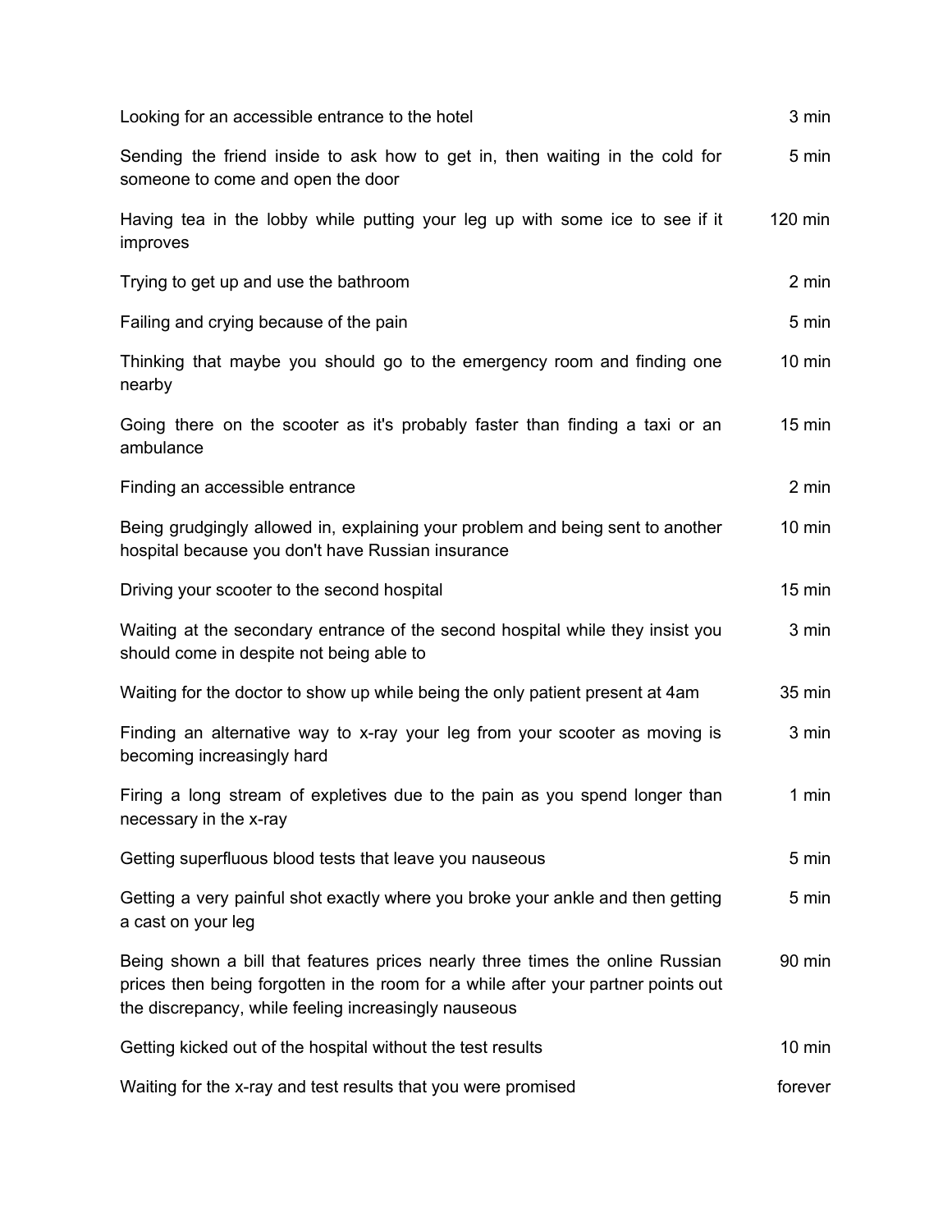| | |
|---|---|
| Looking for an accessible entrance to the hotel | 3 min |
| Sending the friend inside to ask how to get in, then waiting in the cold for someone to come and open the door | 5 min |
| Having tea in the lobby while putting your leg up with some ice to see if it improves | 120 min |
| Trying to get up and use the bathroom | 2 min |
| Failing and crying because of the pain | 5 min |
| Thinking that maybe you should go to the emergency room and finding one nearby | 10 min |
| Going there on the scooter as it's probably faster than finding a taxi or an ambulance | 15 min |
| Finding an accessible entrance | 2 min |
| Being grudgingly allowed in, explaining your problem and being sent to another hospital because you don't have Russian insurance | 10 min |
| Driving your scooter to the second hospital | 15 min |
| Waiting at the secondary entrance of the second hospital while they insist you should come in despite not being able to | 3 min |
| Waiting for the doctor to show up while being the only patient present at 4am | 35 min |
| Finding an alternative way to x-ray your leg from your scooter as moving is becoming increasingly hard | 3 min |
| Firing a long stream of expletives due to the pain as you spend longer than necessary in the x-ray | 1 min |
| Getting superfluous blood tests that leave you nauseous | 5 min |
| Getting a very painful shot exactly where you broke your ankle and then getting a cast on your leg | 5 min |
| Being shown a bill that features prices nearly three times the online Russian prices then being forgotten in the room for a while after your partner points out the discrepancy, while feeling increasingly nauseous | 90 min |
| Getting kicked out of the hospital without the test results | 10 min |
| Waiting for the x-ray and test results that you were promised | forever |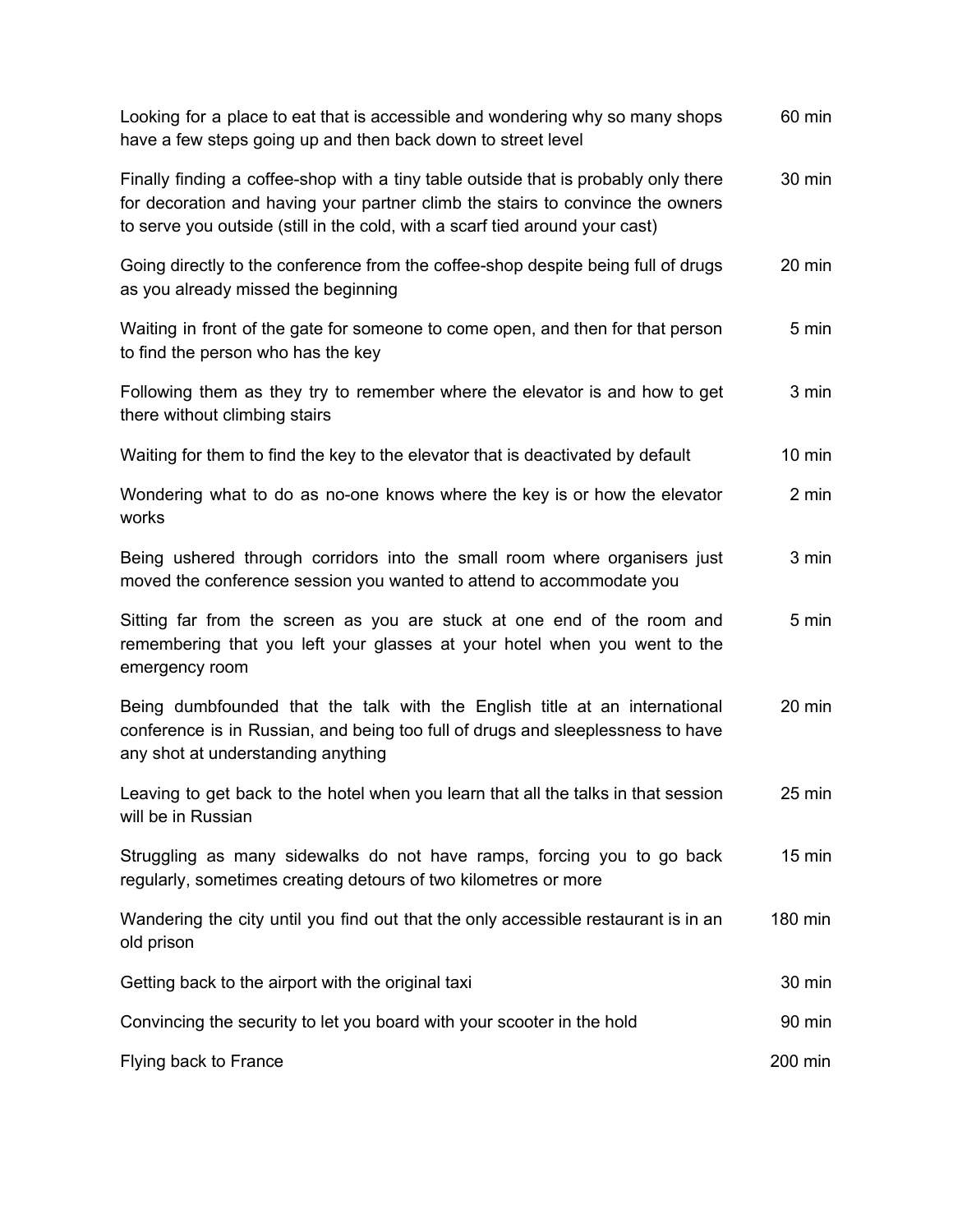| | |
|---|---|
| Looking for a place to eat that is accessible and wondering why so many shops have a few steps going up and then back down to street level | 60 min |
| Finally finding a coffee-shop with a tiny table outside that is probably only there for decoration and having your partner climb the stairs to convince the owners to serve you outside (still in the cold, with a scarf tied around your cast) | 30 min |
| Going directly to the conference from the coffee-shop despite being full of drugs as you already missed the beginning | 20 min |
| Waiting in front of the gate for someone to come open, and then for that person to find the person who has the key | 5 min |
| Following them as they try to remember where the elevator is and how to get there without climbing stairs | 3 min |
| Waiting for them to find the key to the elevator that is deactivated by default | 10 min |
| Wondering what to do as no-one knows where the key is or how the elevator works | 2 min |
| Being ushered through corridors into the small room where organisers just moved the conference session you wanted to attend to accommodate you | 3 min |
| Sitting far from the screen as you are stuck at one end of the room and remembering that you left your glasses at your hotel when you went to the emergency room | 5 min |
| Being dumbfounded that the talk with the English title at an international conference is in Russian, and being too full of drugs and sleeplessness to have any shot at understanding anything | 20 min |
| Leaving to get back to the hotel when you learn that all the talks in that session will be in Russian | 25 min |
| Struggling as many sidewalks do not have ramps, forcing you to go back regularly, sometimes creating detours of two kilometres or more | 15 min |
| Wandering the city until you find out that the only accessible restaurant is in an old prison | 180 min |
| Getting back to the airport with the original taxi | 30 min |
| Convincing the security to let you board with your scooter in the hold | 90 min |
| Flying back to France | 200 min |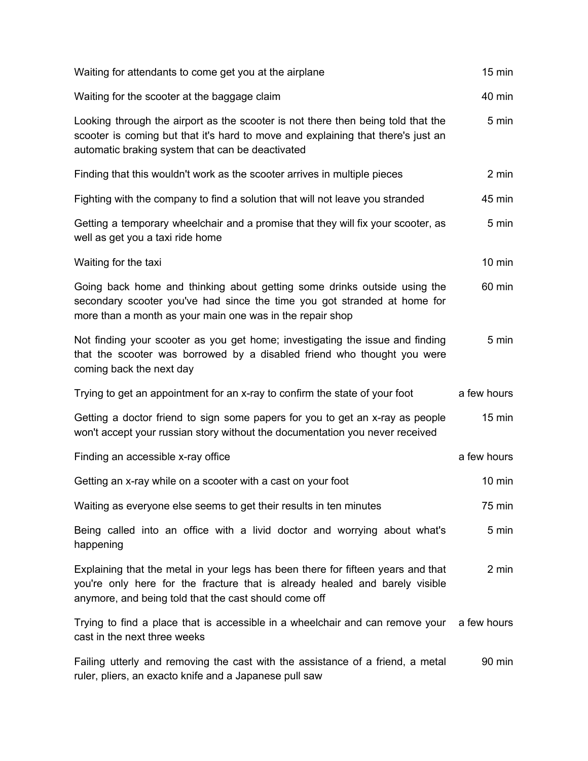| | |
|---|---|
| Waiting for attendants to come get you at the airplane | 15 min |
| Waiting for the scooter at the baggage claim | 40 min |
| Looking through the airport as the scooter is not there then being told that the scooter is coming but that it's hard to move and explaining that there's just an automatic braking system that can be deactivated | 5 min |
| Finding that this wouldn't work as the scooter arrives in multiple pieces | 2 min |
| Fighting with the company to find a solution that will not leave you stranded | 45 min |
| Getting a temporary wheelchair and a promise that they will fix your scooter, as well as get you a taxi ride home | 5 min |
| Waiting for the taxi | 10 min |
| Going back home and thinking about getting some drinks outside using the secondary scooter you've had since the time you got stranded at home for more than a month as your main one was in the repair shop | 60 min |
| Not finding your scooter as you get home; investigating the issue and finding that the scooter was borrowed by a disabled friend who thought you were coming back the next day | 5 min |
| Trying to get an appointment for an x-ray to confirm the state of your foot | a few hours |
| Getting a doctor friend to sign some papers for you to get an x-ray as people won't accept your russian story without the documentation you never received | 15 min |
| Finding an accessible x-ray office | a few hours |
| Getting an x-ray while on a scooter with a cast on your foot | 10 min |
| Waiting as everyone else seems to get their results in ten minutes | 75 min |
| Being called into an office with a livid doctor and worrying about what's happening | 5 min |
| Explaining that the metal in your legs has been there for fifteen years and that you're only here for the fracture that is already healed and barely visible anymore, and being told that the cast should come off | 2 min |
| Trying to find a place that is accessible in a wheelchair and can remove your cast in the next three weeks | a few hours |
| Failing utterly and removing the cast with the assistance of a friend, a metal ruler, pliers, an exacto knife and a Japanese pull saw | 90 min |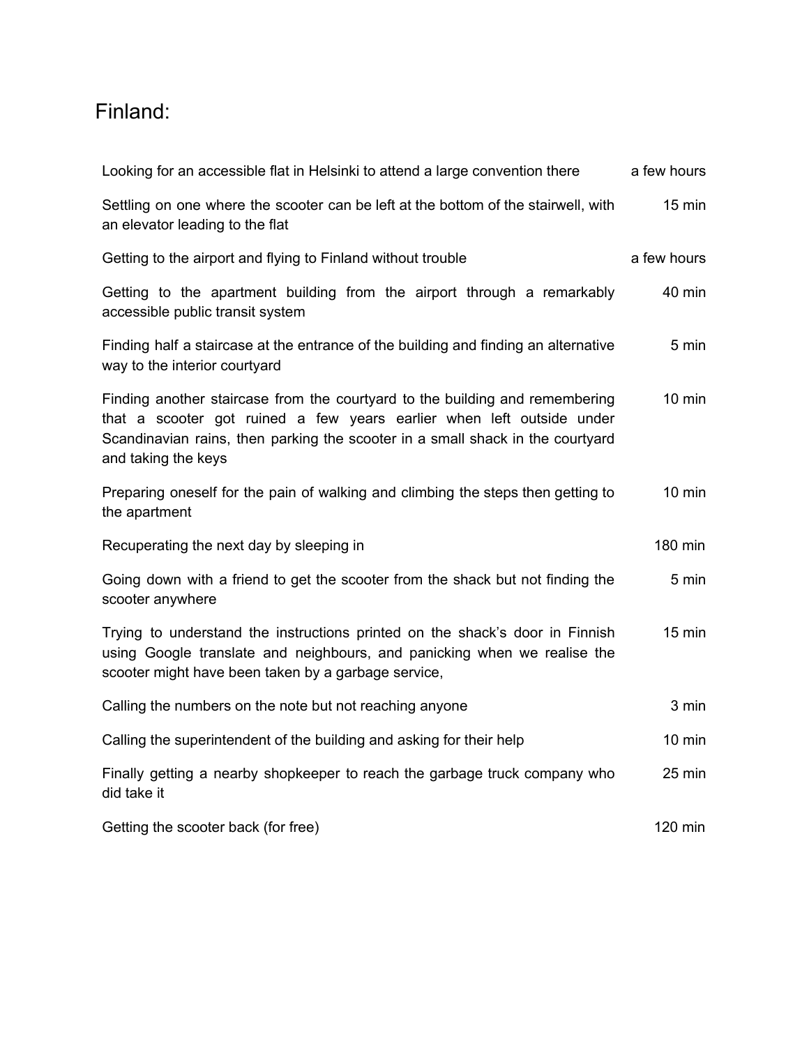# Finland:

| | |
|---|---|
| Looking for an accessible flat in Helsinki to attend a large convention there | a few hours |
| Settling on one where the scooter can be left at the bottom of the stairwell, with an elevator leading to the flat | 15 min |
| Getting to the airport and flying to Finland without trouble | a few hours |
| Getting to the apartment building from the airport through a remarkably accessible public transit system | 40 min |
| Finding half a staircase at the entrance of the building and finding an alternative way to the interior courtyard | 5 min |
| Finding another staircase from the courtyard to the building and remembering that a scooter got ruined a few years earlier when left outside under Scandinavian rains, then parking the scooter in a small shack in the courtyard and taking the keys | 10 min |
| Preparing oneself for the pain of walking and climbing the steps then getting to the apartment | 10 min |
| Recuperating the next day by sleeping in | 180 min |
| Going down with a friend to get the scooter from the shack but not finding the scooter anywhere | 5 min |
| Trying to understand the instructions printed on the shack's door in Finnish using Google translate and neighbours, and panicking when we realise the scooter might have been taken by a garbage service, | 15 min |
| Calling the numbers on the note but not reaching anyone | 3 min |
| Calling the superintendent of the building and asking for their help | 10 min |
| Finally getting a nearby shopkeeper to reach the garbage truck company who did take it | 25 min |
| Getting the scooter back (for free) | 120 min |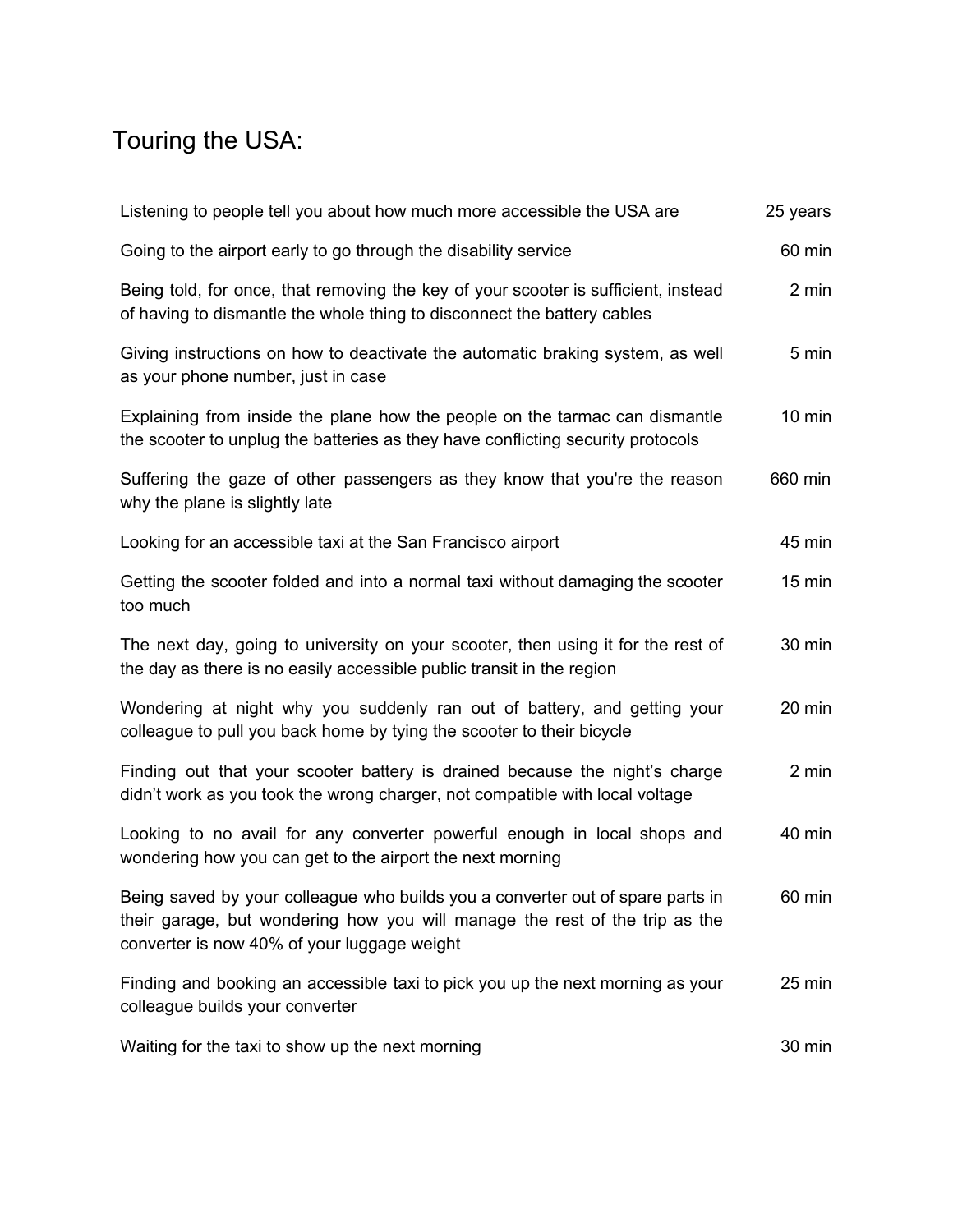# Touring the USA:

| | |
|---|---|
| Listening to people tell you about how much more accessible the USA are | 25 years |
| Going to the airport early to go through the disability service | 60 min |
| Being told, for once, that removing the key of your scooter is sufficient, instead of having to dismantle the whole thing to disconnect the battery cables | 2 min |
| Giving instructions on how to deactivate the automatic braking system, as well as your phone number, just in case | 5 min |
| Explaining from inside the plane how the people on the tarmac can dismantle the scooter to unplug the batteries as they have conflicting security protocols | 10 min |
| Suffering the gaze of other passengers as they know that you're the reason why the plane is slightly late | 660 min |
| Looking for an accessible taxi at the San Francisco airport | 45 min |
| Getting the scooter folded and into a normal taxi without damaging the scooter too much | 15 min |
| The next day, going to university on your scooter, then using it for the rest of the day as there is no easily accessible public transit in the region | 30 min |
| Wondering at night why you suddenly ran out of battery, and getting your colleague to pull you back home by tying the scooter to their bicycle | 20 min |
| Finding out that your scooter battery is drained because the night's charge didn't work as you took the wrong charger, not compatible with local voltage | 2 min |
| Looking to no avail for any converter powerful enough in local shops and wondering how you can get to the airport the next morning | 40 min |
| Being saved by your colleague who builds you a converter out of spare parts in their garage, but wondering how you will manage the rest of the trip as the converter is now 40% of your luggage weight | 60 min |
| Finding and booking an accessible taxi to pick you up the next morning as your colleague builds your converter | 25 min |
| Waiting for the taxi to show up the next morning | 30 min |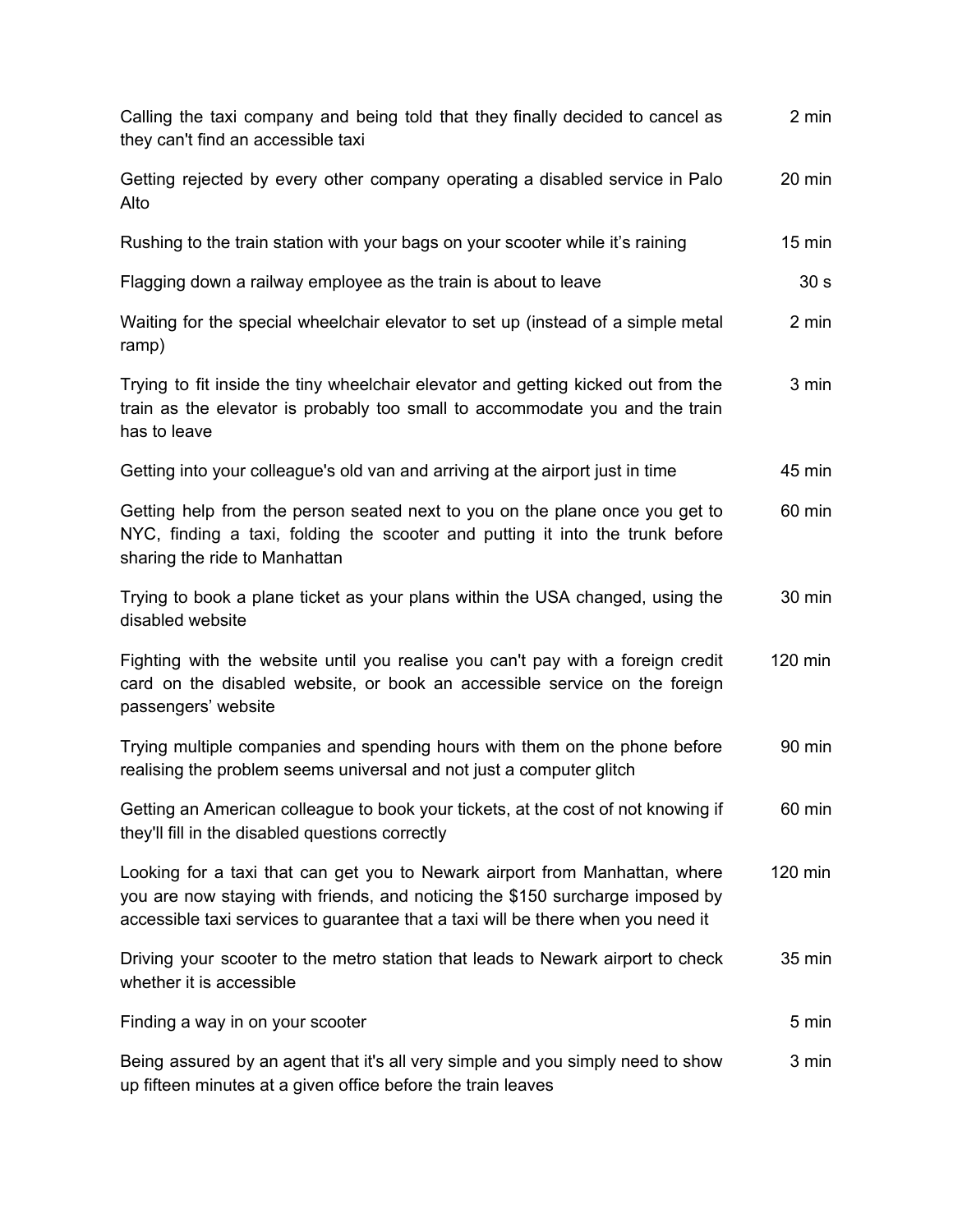| | |
|---|---|
| Calling the taxi company and being told that they finally decided to cancel as they can't find an accessible taxi | 2 min |
| Getting rejected by every other company operating a disabled service in Palo Alto | 20 min |
| Rushing to the train station with your bags on your scooter while it's raining | 15 min |
| Flagging down a railway employee as the train is about to leave | 30 s |
| Waiting for the special wheelchair elevator to set up (instead of a simple metal ramp) | 2 min |
| Trying to fit inside the tiny wheelchair elevator and getting kicked out from the train as the elevator is probably too small to accommodate you and the train has to leave | 3 min |
| Getting into your colleague's old van and arriving at the airport just in time | 45 min |
| Getting help from the person seated next to you on the plane once you get to NYC, finding a taxi, folding the scooter and putting it into the trunk before sharing the ride to Manhattan | 60 min |
| Trying to book a plane ticket as your plans within the USA changed, using the disabled website | 30 min |
| Fighting with the website until you realise you can't pay with a foreign credit card on the disabled website, or book an accessible service on the foreign passengers' website | 120 min |
| Trying multiple companies and spending hours with them on the phone before realising the problem seems universal and not just a computer glitch | 90 min |
| Getting an American colleague to book your tickets, at the cost of not knowing if they'll fill in the disabled questions correctly | 60 min |
| Looking for a taxi that can get you to Newark airport from Manhattan, where you are now staying with friends, and noticing the $150 surcharge imposed by accessible taxi services to guarantee that a taxi will be there when you need it | 120 min |
| Driving your scooter to the metro station that leads to Newark airport to check whether it is accessible | 35 min |
| Finding a way in on your scooter | 5 min |
| Being assured by an agent that it's all very simple and you simply need to show up fifteen minutes at a given office before the train leaves | 3 min |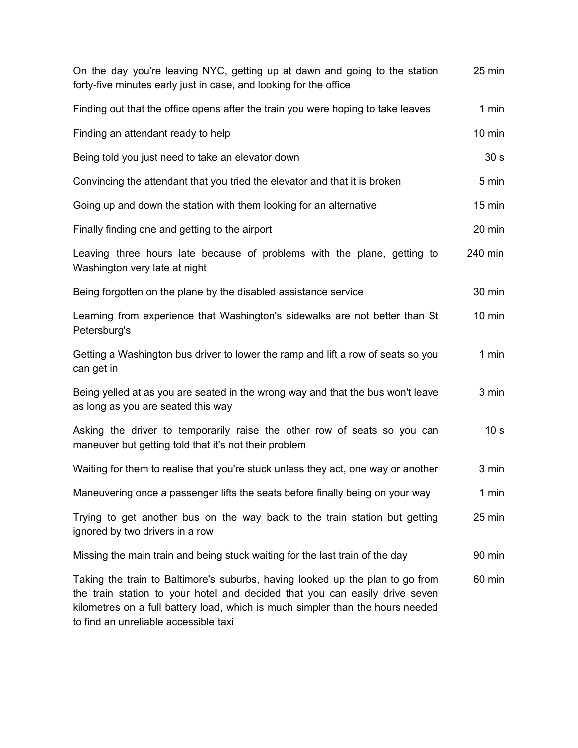| | |
|---|---|
| On the day you’re leaving NYC, getting up at dawn and going to the station forty-five minutes early just in case, and looking for the office | 25 min |
| Finding out that the office opens after the train you were hoping to take leaves | 1 min |
| Finding an attendant ready to help | 10 min |
| Being told you just need to take an elevator down | 30 s |
| Convincing the attendant that you tried the elevator and that it is broken | 5 min |
| Going up and down the station with them looking for an alternative | 15 min |
| Finally finding one and getting to the airport | 20 min |
| Leaving three hours late because of problems with the plane, getting to Washington very late at night | 240 min |
| Being forgotten on the plane by the disabled assistance service | 30 min |
| Learning from experience that Washington's sidewalks are not better than St Petersburg's | 10 min |
| Getting a Washington bus driver to lower the ramp and lift a row of seats so you can get in | 1 min |
| Being yelled at as you are seated in the wrong way and that the bus won't leave as long as you are seated this way | 3 min |
| Asking the driver to temporarily raise the other row of seats so you can maneuver but getting told that it's not their problem | 10 s |
| Waiting for them to realise that you're stuck unless they act, one way or another | 3 min |
| Maneuvering once a passenger lifts the seats before finally being on your way | 1 min |
| Trying to get another bus on the way back to the train station but getting ignored by two drivers in a row | 25 min |
| Missing the main train and being stuck waiting for the last train of the day | 90 min |
| Taking the train to Baltimore's suburbs, having looked up the plan to go from the train station to your hotel and decided that you can easily drive seven kilometres on a full battery load, which is much simpler than the hours needed to find an unreliable accessible taxi | 60 min |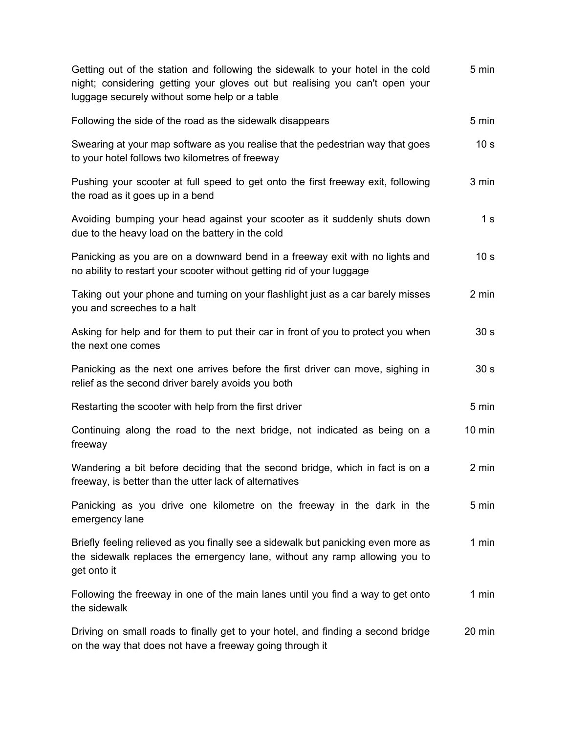| | |
|---|---|
| Getting out of the station and following the sidewalk to your hotel in the cold night; considering getting your gloves out but realising you can't open your luggage securely without some help or a table | 5 min |
| Following the side of the road as the sidewalk disappears | 5 min |
| Swearing at your map software as you realise that the pedestrian way that goes to your hotel follows two kilometres of freeway | 10 s |
| Pushing your scooter at full speed to get onto the first freeway exit, following the road as it goes up in a bend | 3 min |
| Avoiding bumping your head against your scooter as it suddenly shuts down due to the heavy load on the battery in the cold | 1 s |
| Panicking as you are on a downward bend in a freeway exit with no lights and no ability to restart your scooter without getting rid of your luggage | 10 s |
| Taking out your phone and turning on your flashlight just as a car barely misses you and screeches to a halt | 2 min |
| Asking for help and for them to put their car in front of you to protect you when the next one comes | 30 s |
| Panicking as the next one arrives before the first driver can move, sighing in relief as the second driver barely avoids you both | 30 s |
| Restarting the scooter with help from the first driver | 5 min |
| Continuing along the road to the next bridge, not indicated as being on a freeway | 10 min |
| Wandering a bit before deciding that the second bridge, which in fact is on a freeway, is better than the utter lack of alternatives | 2 min |
| Panicking as you drive one kilometre on the freeway in the dark in the emergency lane | 5 min |
| Briefly feeling relieved as you finally see a sidewalk but panicking even more as the sidewalk replaces the emergency lane, without any ramp allowing you to get onto it | 1 min |
| Following the freeway in one of the main lanes until you find a way to get onto the sidewalk | 1 min |
| Driving on small roads to finally get to your hotel, and finding a second bridge on the way that does not have a freeway going through it | 20 min |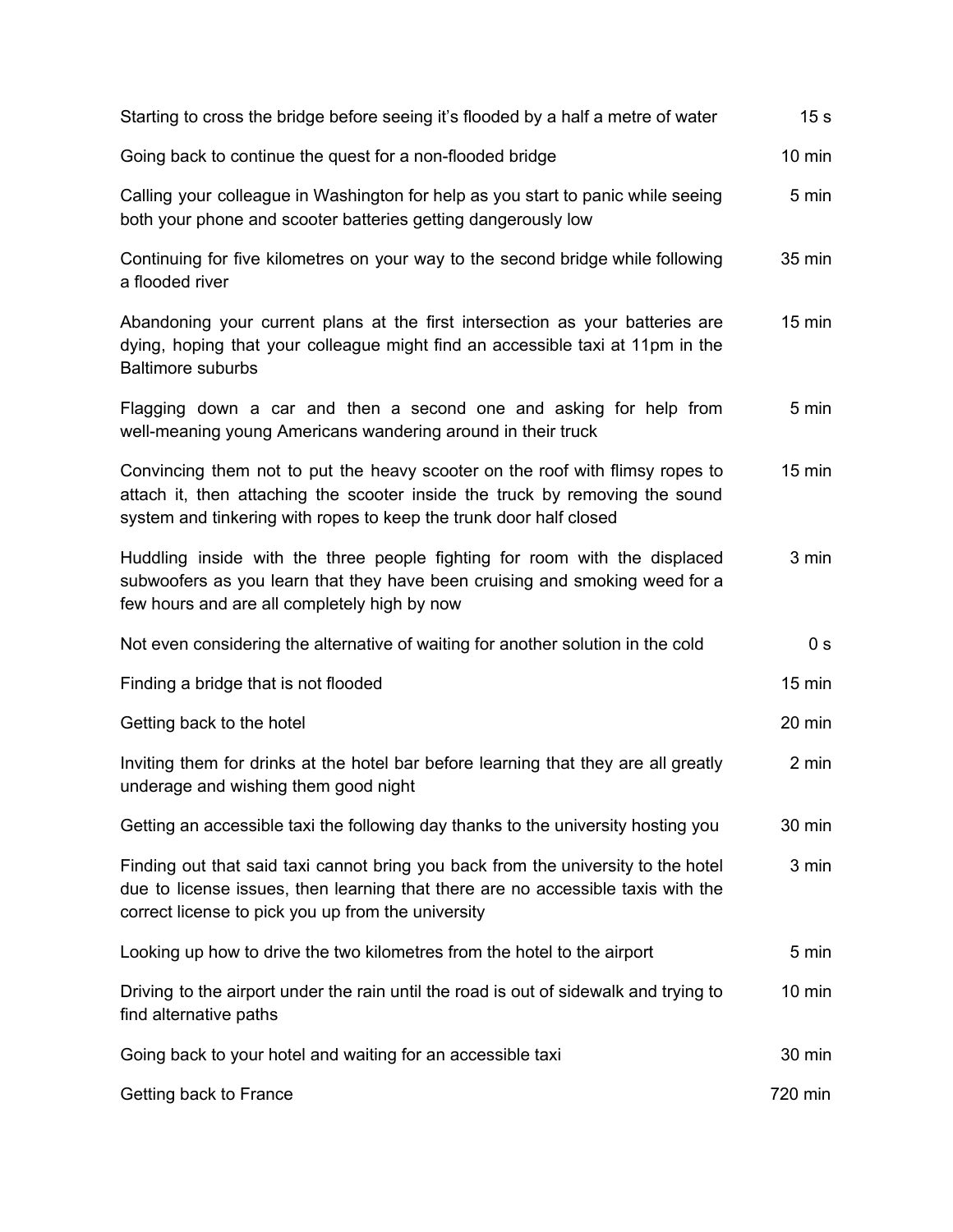| | |
|---|---|
| Starting to cross the bridge before seeing it's flooded by a half a metre of water | 15 s |
| Going back to continue the quest for a non-flooded bridge | 10 min |
| Calling your colleague in Washington for help as you start to panic while seeing both your phone and scooter batteries getting dangerously low | 5 min |
| Continuing for five kilometres on your way to the second bridge while following a flooded river | 35 min |
| Abandoning your current plans at the first intersection as your batteries are dying, hoping that your colleague might find an accessible taxi at 11pm in the Baltimore suburbs | 15 min |
| Flagging down a car and then a second one and asking for help from well-meaning young Americans wandering around in their truck | 5 min |
| Convincing them not to put the heavy scooter on the roof with flimsy ropes to attach it, then attaching the scooter inside the truck by removing the sound system and tinkering with ropes to keep the trunk door half closed | 15 min |
| Huddling inside with the three people fighting for room with the displaced subwoofers as you learn that they have been cruising and smoking weed for a few hours and are all completely high by now | 3 min |
| Not even considering the alternative of waiting for another solution in the cold | 0 s |
| Finding a bridge that is not flooded | 15 min |
| Getting back to the hotel | 20 min |
| Inviting them for drinks at the hotel bar before learning that they are all greatly underage and wishing them good night | 2 min |
| Getting an accessible taxi the following day thanks to the university hosting you | 30 min |
| Finding out that said taxi cannot bring you back from the university to the hotel due to license issues, then learning that there are no accessible taxis with the correct license to pick you up from the university | 3 min |
| Looking up how to drive the two kilometres from the hotel to the airport | 5 min |
| Driving to the airport under the rain until the road is out of sidewalk and trying to find alternative paths | 10 min |
| Going back to your hotel and waiting for an accessible taxi | 30 min |
| Getting back to France | 720 min |